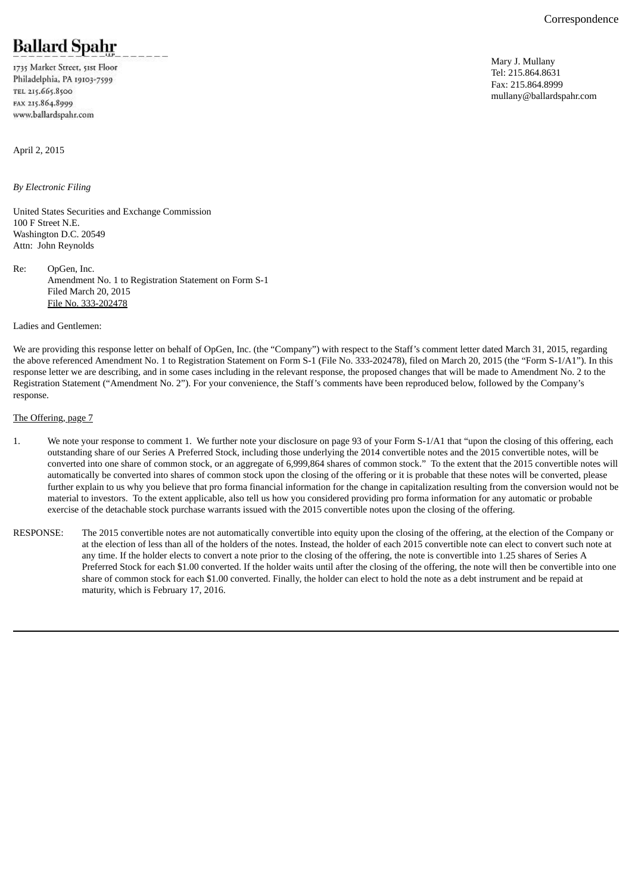Correspondence

**Ballard Spahr**

1735 Market Street, 51st Floor
Philadelphia, PA 19103-7599
TEL 215.665.8500
FAX 215.864.8999
www.ballardspahr.com

Mary J. Mullany
Tel: 215.864.8631
Fax: 215.864.8999
mullany@ballardspahr.com

April 2, 2015

*By Electronic Filing*

United States Securities and Exchange Commission
100 F Street N.E.
Washington D.C. 20549
Attn: John Reynolds

Re: OpGen, Inc.
Amendment No. 1 to Registration Statement on Form S-1
Filed March 20, 2015
File No. 333-202478

Ladies and Gentlemen:

We are providing this response letter on behalf of OpGen, Inc. (the "Company") with respect to the Staff's comment letter dated March 31, 2015, regarding the above referenced Amendment No. 1 to Registration Statement on Form S-1 (File No. 333-202478), filed on March 20, 2015 (the "Form S-1/A1"). In this response letter we are describing, and in some cases including in the relevant response, the proposed changes that will be made to Amendment No. 2 to the Registration Statement ("Amendment No. 2"). For your convenience, the Staff's comments have been reproduced below, followed by the Company's response.

The Offering, page 7

1. We note your response to comment 1. We further note your disclosure on page 93 of your Form S-1/A1 that "upon the closing of this offering, each outstanding share of our Series A Preferred Stock, including those underlying the 2014 convertible notes and the 2015 convertible notes, will be converted into one share of common stock, or an aggregate of 6,999,864 shares of common stock." To the extent that the 2015 convertible notes will automatically be converted into shares of common stock upon the closing of the offering or it is probable that these notes will be converted, please further explain to us why you believe that pro forma financial information for the change in capitalization resulting from the conversion would not be material to investors. To the extent applicable, also tell us how you considered providing pro forma information for any automatic or probable exercise of the detachable stock purchase warrants issued with the 2015 convertible notes upon the closing of the offering.

RESPONSE: The 2015 convertible notes are not automatically convertible into equity upon the closing of the offering, at the election of the Company or at the election of less than all of the holders of the notes. Instead, the holder of each 2015 convertible note can elect to convert such note at any time. If the holder elects to convert a note prior to the closing of the offering, the note is convertible into 1.25 shares of Series A Preferred Stock for each $1.00 converted. If the holder waits until after the closing of the offering, the note will then be convertible into one share of common stock for each $1.00 converted. Finally, the holder can elect to hold the note as a debt instrument and be repaid at maturity, which is February 17, 2016.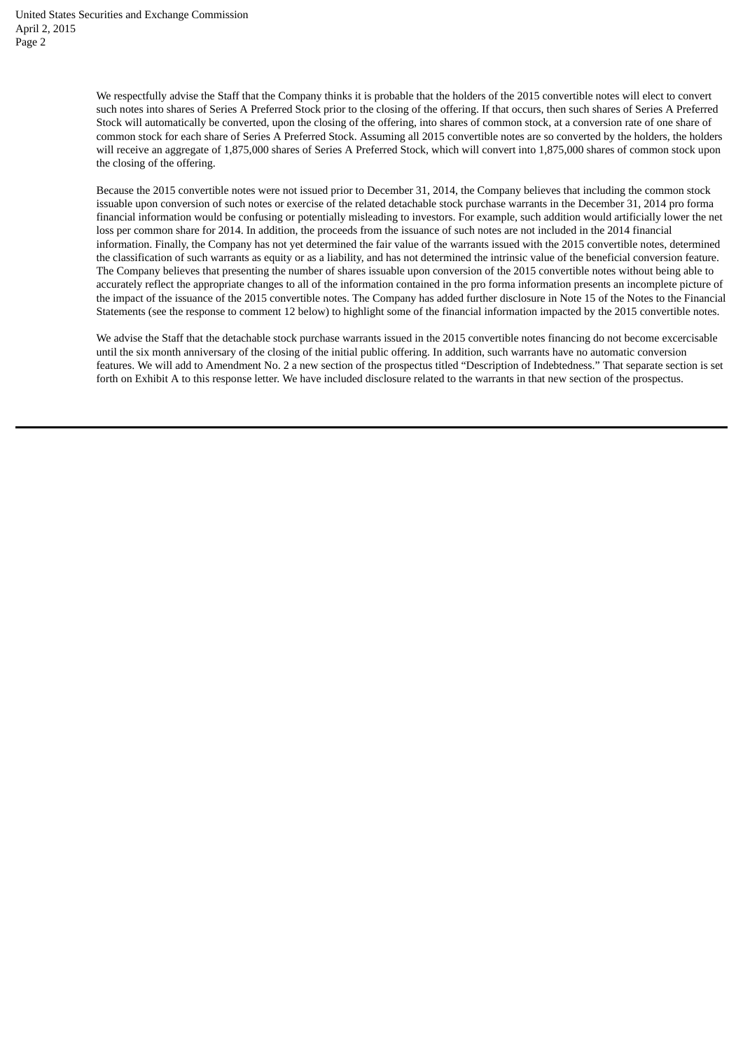We respectfully advise the Staff that the Company thinks it is probable that the holders of the 2015 convertible notes will elect to convert such notes into shares of Series A Preferred Stock prior to the closing of the offering. If that occurs, then such shares of Series A Preferred Stock will automatically be converted, upon the closing of the offering, into shares of common stock, at a conversion rate of one share of common stock for each share of Series A Preferred Stock. Assuming all 2015 convertible notes are so converted by the holders, the holders will receive an aggregate of 1,875,000 shares of Series A Preferred Stock, which will convert into 1,875,000 shares of common stock upon the closing of the offering.

Because the 2015 convertible notes were not issued prior to December 31, 2014, the Company believes that including the common stock issuable upon conversion of such notes or exercise of the related detachable stock purchase warrants in the December 31, 2014 pro forma financial information would be confusing or potentially misleading to investors. For example, such addition would artificially lower the net loss per common share for 2014. In addition, the proceeds from the issuance of such notes are not included in the 2014 financial information. Finally, the Company has not yet determined the fair value of the warrants issued with the 2015 convertible notes, determined the classification of such warrants as equity or as a liability, and has not determined the intrinsic value of the beneficial conversion feature. The Company believes that presenting the number of shares issuable upon conversion of the 2015 convertible notes without being able to accurately reflect the appropriate changes to all of the information contained in the pro forma information presents an incomplete picture of the impact of the issuance of the 2015 convertible notes. The Company has added further disclosure in Note 15 of the Notes to the Financial Statements (see the response to comment 12 below) to highlight some of the financial information impacted by the 2015 convertible notes.

We advise the Staff that the detachable stock purchase warrants issued in the 2015 convertible notes financing do not become excercisable until the six month anniversary of the closing of the initial public offering. In addition, such warrants have no automatic conversion features. We will add to Amendment No. 2 a new section of the prospectus titled "Description of Indebtedness." That separate section is set forth on Exhibit A to this response letter. We have included disclosure related to the warrants in that new section of the prospectus.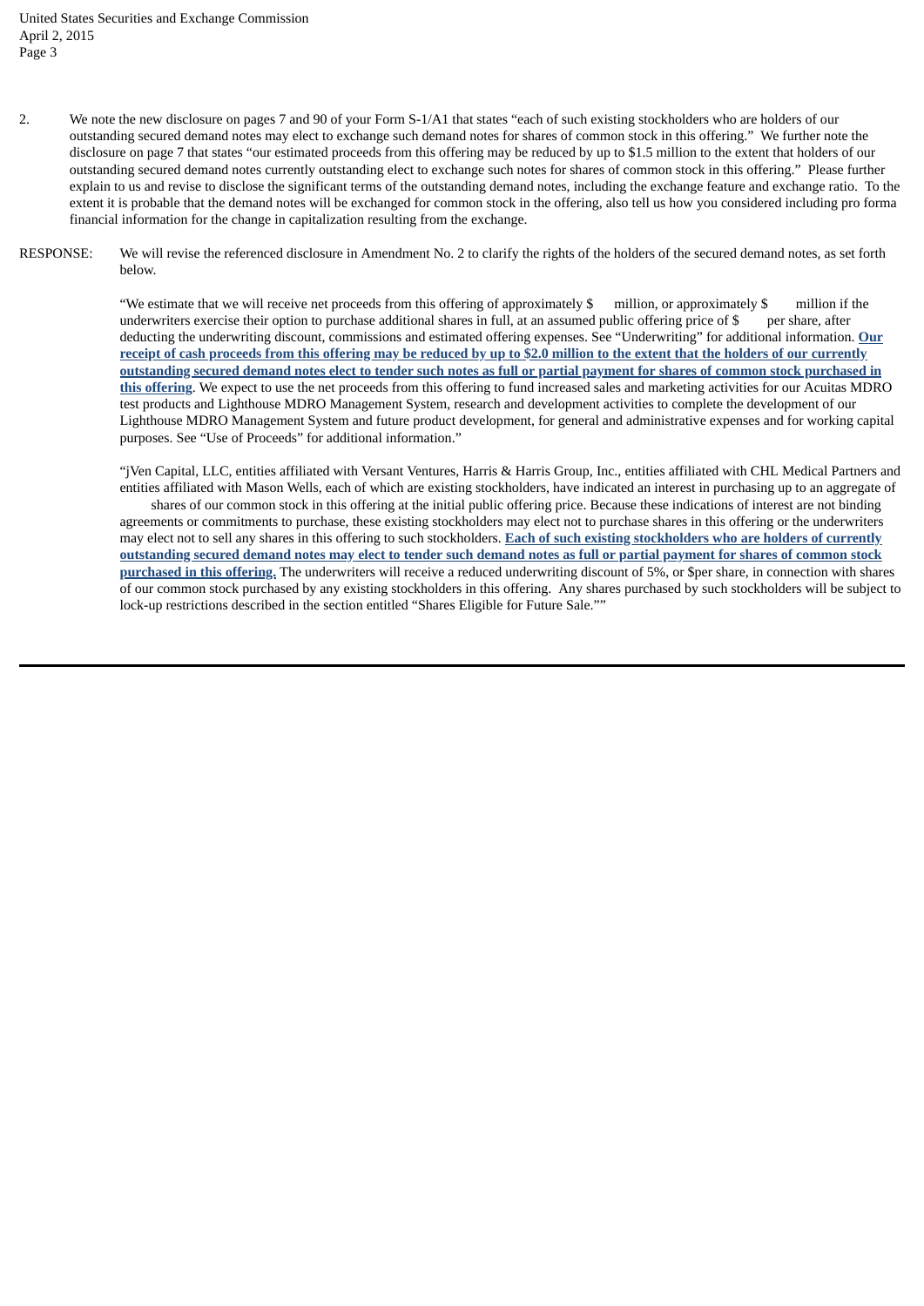2. We note the new disclosure on pages 7 and 90 of your Form S-1/A1 that states "each of such existing stockholders who are holders of our outstanding secured demand notes may elect to exchange such demand notes for shares of common stock in this offering." We further note the disclosure on page 7 that states "our estimated proceeds from this offering may be reduced by up to $1.5 million to the extent that holders of our outstanding secured demand notes currently outstanding elect to exchange such notes for shares of common stock in this offering." Please further explain to us and revise to disclose the significant terms of the outstanding demand notes, including the exchange feature and exchange ratio. To the extent it is probable that the demand notes will be exchanged for common stock in the offering, also tell us how you considered including pro forma financial information for the change in capitalization resulting from the exchange.

RESPONSE: We will revise the referenced disclosure in Amendment No. 2 to clarify the rights of the holders of the secured demand notes, as set forth below.

"We estimate that we will receive net proceeds from this offering of approximately $ million, or approximately $ million if the underwriters exercise their option to purchase additional shares in full, at an assumed public offering price of $ per share, after deducting the underwriting discount, commissions and estimated offering expenses. See "Underwriting" for additional information. **Our receipt of cash proceeds from this offering may be reduced by up to $2.0 million to the extent that the holders of our currently outstanding secured demand notes elect to tender such notes as full or partial payment for shares of common stock purchased in this offering**. We expect to use the net proceeds from this offering to fund increased sales and marketing activities for our Acuitas MDRO test products and Lighthouse MDRO Management System, research and development activities to complete the development of our Lighthouse MDRO Management System and future product development, for general and administrative expenses and for working capital purposes. See "Use of Proceeds" for additional information."

"jVen Capital, LLC, entities affiliated with Versant Ventures, Harris & Harris Group, Inc., entities affiliated with CHL Medical Partners and entities affiliated with Mason Wells, each of which are existing stockholders, have indicated an interest in purchasing up to an aggregate of shares of our common stock in this offering at the initial public offering price. Because these indications of interest are not binding agreements or commitments to purchase, these existing stockholders may elect not to purchase shares in this offering or the underwriters may elect not to sell any shares in this offering to such stockholders. **Each of such existing stockholders who are holders of currently outstanding secured demand notes may elect to tender such demand notes as full or partial payment for shares of common stock purchased in this offering.** The underwriters will receive a reduced underwriting discount of 5%, or $per share, in connection with shares of our common stock purchased by any existing stockholders in this offering. Any shares purchased by such stockholders will be subject to lock-up restrictions described in the section entitled "Shares Eligible for Future Sale.""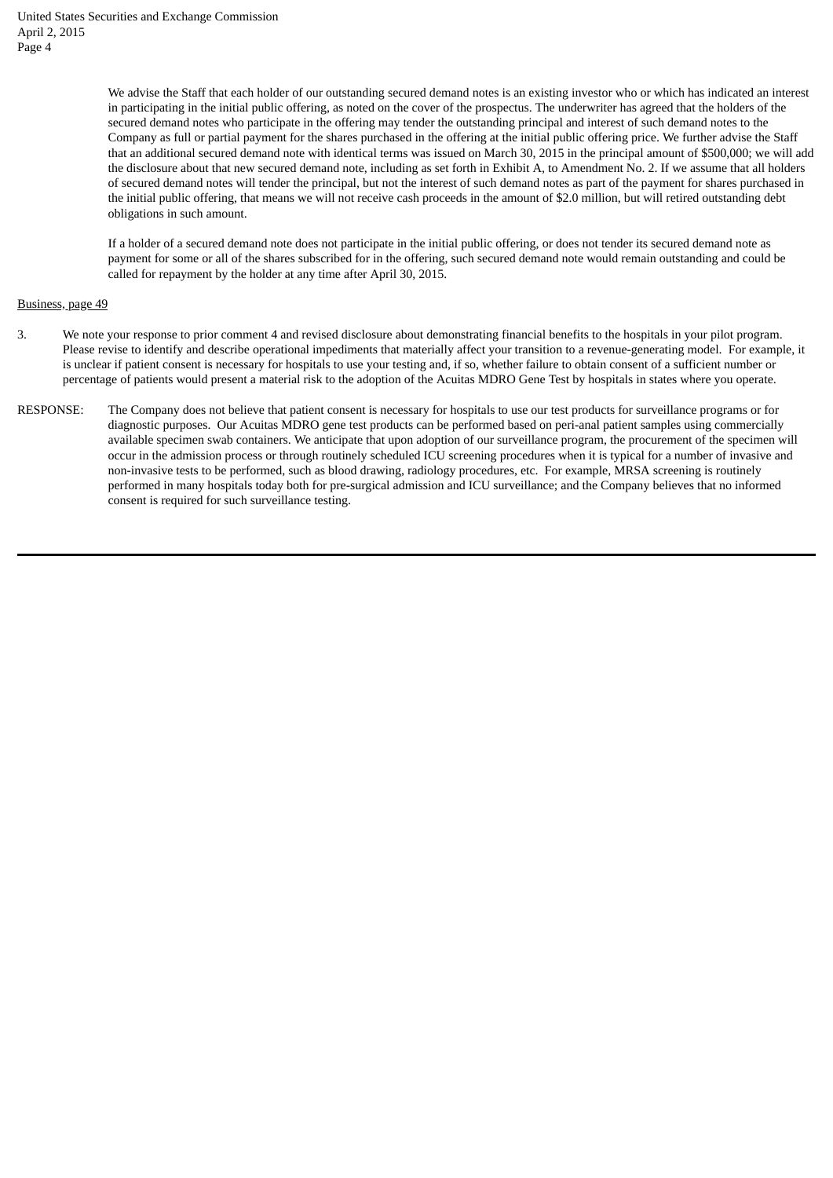We advise the Staff that each holder of our outstanding secured demand notes is an existing investor who or which has indicated an interest in participating in the initial public offering, as noted on the cover of the prospectus. The underwriter has agreed that the holders of the secured demand notes who participate in the offering may tender the outstanding principal and interest of such demand notes to the Company as full or partial payment for the shares purchased in the offering at the initial public offering price. We further advise the Staff that an additional secured demand note with identical terms was issued on March 30, 2015 in the principal amount of $500,000; we will add the disclosure about that new secured demand note, including as set forth in Exhibit A, to Amendment No. 2. If we assume that all holders of secured demand notes will tender the principal, but not the interest of such demand notes as part of the payment for shares purchased in the initial public offering, that means we will not receive cash proceeds in the amount of $2.0 million, but will retired outstanding debt obligations in such amount.

If a holder of a secured demand note does not participate in the initial public offering, or does not tender its secured demand note as payment for some or all of the shares subscribed for in the offering, such secured demand note would remain outstanding and could be called for repayment by the holder at any time after April 30, 2015.

Business, page 49

3. We note your response to prior comment 4 and revised disclosure about demonstrating financial benefits to the hospitals in your pilot program. Please revise to identify and describe operational impediments that materially affect your transition to a revenue-generating model. For example, it is unclear if patient consent is necessary for hospitals to use your testing and, if so, whether failure to obtain consent of a sufficient number or percentage of patients would present a material risk to the adoption of the Acuitas MDRO Gene Test by hospitals in states where you operate.

RESPONSE: The Company does not believe that patient consent is necessary for hospitals to use our test products for surveillance programs or for diagnostic purposes. Our Acuitas MDRO gene test products can be performed based on peri-anal patient samples using commercially available specimen swab containers. We anticipate that upon adoption of our surveillance program, the procurement of the specimen will occur in the admission process or through routinely scheduled ICU screening procedures when it is typical for a number of invasive and non-invasive tests to be performed, such as blood drawing, radiology procedures, etc. For example, MRSA screening is routinely performed in many hospitals today both for pre-surgical admission and ICU surveillance; and the Company believes that no informed consent is required for such surveillance testing.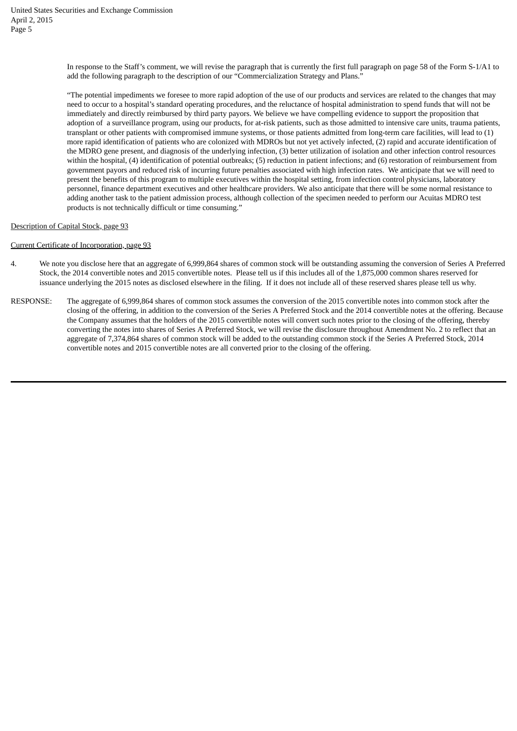In response to the Staff's comment, we will revise the paragraph that is currently the first full paragraph on page 58 of the Form S-1/A1 to add the following paragraph to the description of our "Commercialization Strategy and Plans."

"The potential impediments we foresee to more rapid adoption of the use of our products and services are related to the changes that may need to occur to a hospital's standard operating procedures, and the reluctance of hospital administration to spend funds that will not be immediately and directly reimbursed by third party payors. We believe we have compelling evidence to support the proposition that adoption of a surveillance program, using our products, for at-risk patients, such as those admitted to intensive care units, trauma patients, transplant or other patients with compromised immune systems, or those patients admitted from long-term care facilities, will lead to (1) more rapid identification of patients who are colonized with MDROs but not yet actively infected, (2) rapid and accurate identification of the MDRO gene present, and diagnosis of the underlying infection, (3) better utilization of isolation and other infection control resources within the hospital, (4) identification of potential outbreaks; (5) reduction in patient infections; and (6) restoration of reimbursement from government payors and reduced risk of incurring future penalties associated with high infection rates. We anticipate that we will need to present the benefits of this program to multiple executives within the hospital setting, from infection control physicians, laboratory personnel, finance department executives and other healthcare providers. We also anticipate that there will be some normal resistance to adding another task to the patient admission process, although collection of the specimen needed to perform our Acuitas MDRO test products is not technically difficult or time consuming."

Description of Capital Stock, page 93

Current Certificate of Incorporation, page 93

4. We note you disclose here that an aggregate of 6,999,864 shares of common stock will be outstanding assuming the conversion of Series A Preferred Stock, the 2014 convertible notes and 2015 convertible notes. Please tell us if this includes all of the 1,875,000 common shares reserved for issuance underlying the 2015 notes as disclosed elsewhere in the filing. If it does not include all of these reserved shares please tell us why.

RESPONSE: The aggregate of 6,999,864 shares of common stock assumes the conversion of the 2015 convertible notes into common stock after the closing of the offering, in addition to the conversion of the Series A Preferred Stock and the 2014 convertible notes at the offering. Because the Company assumes that the holders of the 2015 convertible notes will convert such notes prior to the closing of the offering, thereby converting the notes into shares of Series A Preferred Stock, we will revise the disclosure throughout Amendment No. 2 to reflect that an aggregate of 7,374,864 shares of common stock will be added to the outstanding common stock if the Series A Preferred Stock, 2014 convertible notes and 2015 convertible notes are all converted prior to the closing of the offering.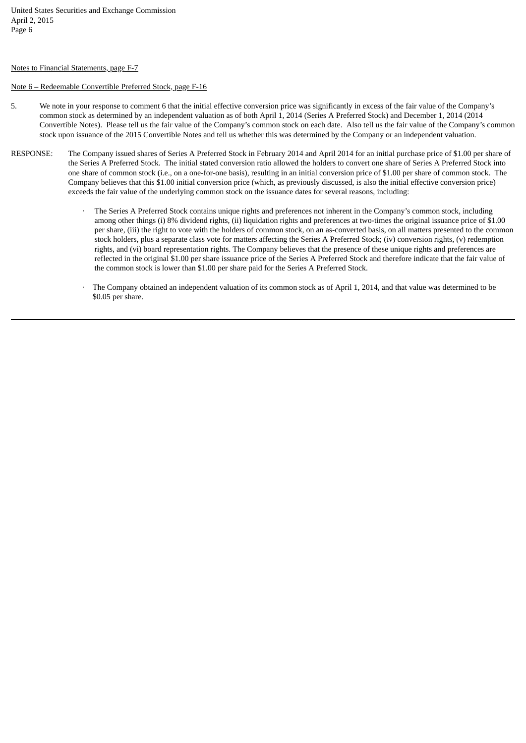Notes to Financial Statements, page F-7

Note 6 – Redeemable Convertible Preferred Stock, page F-16

5. We note in your response to comment 6 that the initial effective conversion price was significantly in excess of the fair value of the Company's common stock as determined by an independent valuation as of both April 1, 2014 (Series A Preferred Stock) and December 1, 2014 (2014 Convertible Notes). Please tell us the fair value of the Company's common stock on each date. Also tell us the fair value of the Company's common stock upon issuance of the 2015 Convertible Notes and tell us whether this was determined by the Company or an independent valuation.

RESPONSE: The Company issued shares of Series A Preferred Stock in February 2014 and April 2014 for an initial purchase price of $1.00 per share of the Series A Preferred Stock. The initial stated conversion ratio allowed the holders to convert one share of Series A Preferred Stock into one share of common stock (i.e., on a one-for-one basis), resulting in an initial conversion price of $1.00 per share of common stock. The Company believes that this $1.00 initial conversion price (which, as previously discussed, is also the initial effective conversion price) exceeds the fair value of the underlying common stock on the issuance dates for several reasons, including:

- The Series A Preferred Stock contains unique rights and preferences not inherent in the Company's common stock, including among other things (i) 8% dividend rights, (ii) liquidation rights and preferences at two-times the original issuance price of $1.00 per share, (iii) the right to vote with the holders of common stock, on an as-converted basis, on all matters presented to the common stock holders, plus a separate class vote for matters affecting the Series A Preferred Stock; (iv) conversion rights, (v) redemption rights, and (vi) board representation rights. The Company believes that the presence of these unique rights and preferences are reflected in the original $1.00 per share issuance price of the Series A Preferred Stock and therefore indicate that the fair value of the common stock is lower than $1.00 per share paid for the Series A Preferred Stock.

- The Company obtained an independent valuation of its common stock as of April 1, 2014, and that value was determined to be $0.05 per share.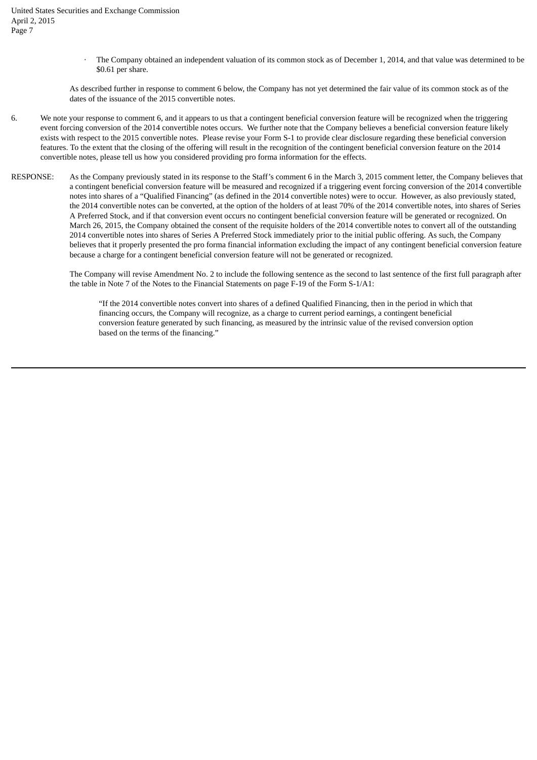- The Company obtained an independent valuation of its common stock as of December 1, 2014, and that value was determined to be $0.61 per share.

As described further in response to comment 6 below, the Company has not yet determined the fair value of its common stock as of the dates of the issuance of the 2015 convertible notes.

6. We note your response to comment 6, and it appears to us that a contingent beneficial conversion feature will be recognized when the triggering event forcing conversion of the 2014 convertible notes occurs. We further note that the Company believes a beneficial conversion feature likely exists with respect to the 2015 convertible notes. Please revise your Form S-1 to provide clear disclosure regarding these beneficial conversion features. To the extent that the closing of the offering will result in the recognition of the contingent beneficial conversion feature on the 2014 convertible notes, please tell us how you considered providing pro forma information for the effects.

RESPONSE: As the Company previously stated in its response to the Staff's comment 6 in the March 3, 2015 comment letter, the Company believes that a contingent beneficial conversion feature will be measured and recognized if a triggering event forcing conversion of the 2014 convertible notes into shares of a "Qualified Financing" (as defined in the 2014 convertible notes) were to occur. However, as also previously stated, the 2014 convertible notes can be converted, at the option of the holders of at least 70% of the 2014 convertible notes, into shares of Series A Preferred Stock, and if that conversion event occurs no contingent beneficial conversion feature will be generated or recognized. On March 26, 2015, the Company obtained the consent of the requisite holders of the 2014 convertible notes to convert all of the outstanding 2014 convertible notes into shares of Series A Preferred Stock immediately prior to the initial public offering. As such, the Company believes that it properly presented the pro forma financial information excluding the impact of any contingent beneficial conversion feature because a charge for a contingent beneficial conversion feature will not be generated or recognized.

The Company will revise Amendment No. 2 to include the following sentence as the second to last sentence of the first full paragraph after the table in Note 7 of the Notes to the Financial Statements on page F-19 of the Form S-1/A1:

> "If the 2014 convertible notes convert into shares of a defined Qualified Financing, then in the period in which that financing occurs, the Company will recognize, as a charge to current period earnings, a contingent beneficial conversion feature generated by such financing, as measured by the intrinsic value of the revised conversion option based on the terms of the financing."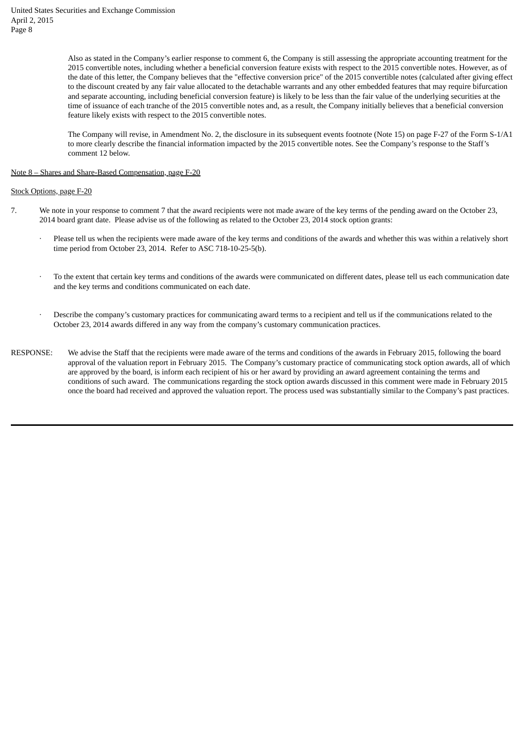Also as stated in the Company's earlier response to comment 6, the Company is still assessing the appropriate accounting treatment for the 2015 convertible notes, including whether a beneficial conversion feature exists with respect to the 2015 convertible notes. However, as of the date of this letter, the Company believes that the "effective conversion price" of the 2015 convertible notes (calculated after giving effect to the discount created by any fair value allocated to the detachable warrants and any other embedded features that may require bifurcation and separate accounting, including beneficial conversion feature) is likely to be less than the fair value of the underlying securities at the time of issuance of each tranche of the 2015 convertible notes and, as a result, the Company initially believes that a beneficial conversion feature likely exists with respect to the 2015 convertible notes.

The Company will revise, in Amendment No. 2, the disclosure in its subsequent events footnote (Note 15) on page F-27 of the Form S-1/A1 to more clearly describe the financial information impacted by the 2015 convertible notes. See the Company's response to the Staff's comment 12 below.

Note 8 – Shares and Share-Based Compensation, page F-20

Stock Options, page F-20

7. We note in your response to comment 7 that the award recipients were not made aware of the key terms of the pending award on the October 23, 2014 board grant date. Please advise us of the following as related to the October 23, 2014 stock option grants:

   · Please tell us when the recipients were made aware of the key terms and conditions of the awards and whether this was within a relatively short time period from October 23, 2014. Refer to ASC 718-10-25-5(b).

   · To the extent that certain key terms and conditions of the awards were communicated on different dates, please tell us each communication date and the key terms and conditions communicated on each date.

   · Describe the company's customary practices for communicating award terms to a recipient and tell us if the communications related to the October 23, 2014 awards differed in any way from the company's customary communication practices.

RESPONSE: We advise the Staff that the recipients were made aware of the terms and conditions of the awards in February 2015, following the board approval of the valuation report in February 2015. The Company's customary practice of communicating stock option awards, all of which are approved by the board, is inform each recipient of his or her award by providing an award agreement containing the terms and conditions of such award. The communications regarding the stock option awards discussed in this comment were made in February 2015 once the board had received and approved the valuation report. The process used was substantially similar to the Company's past practices.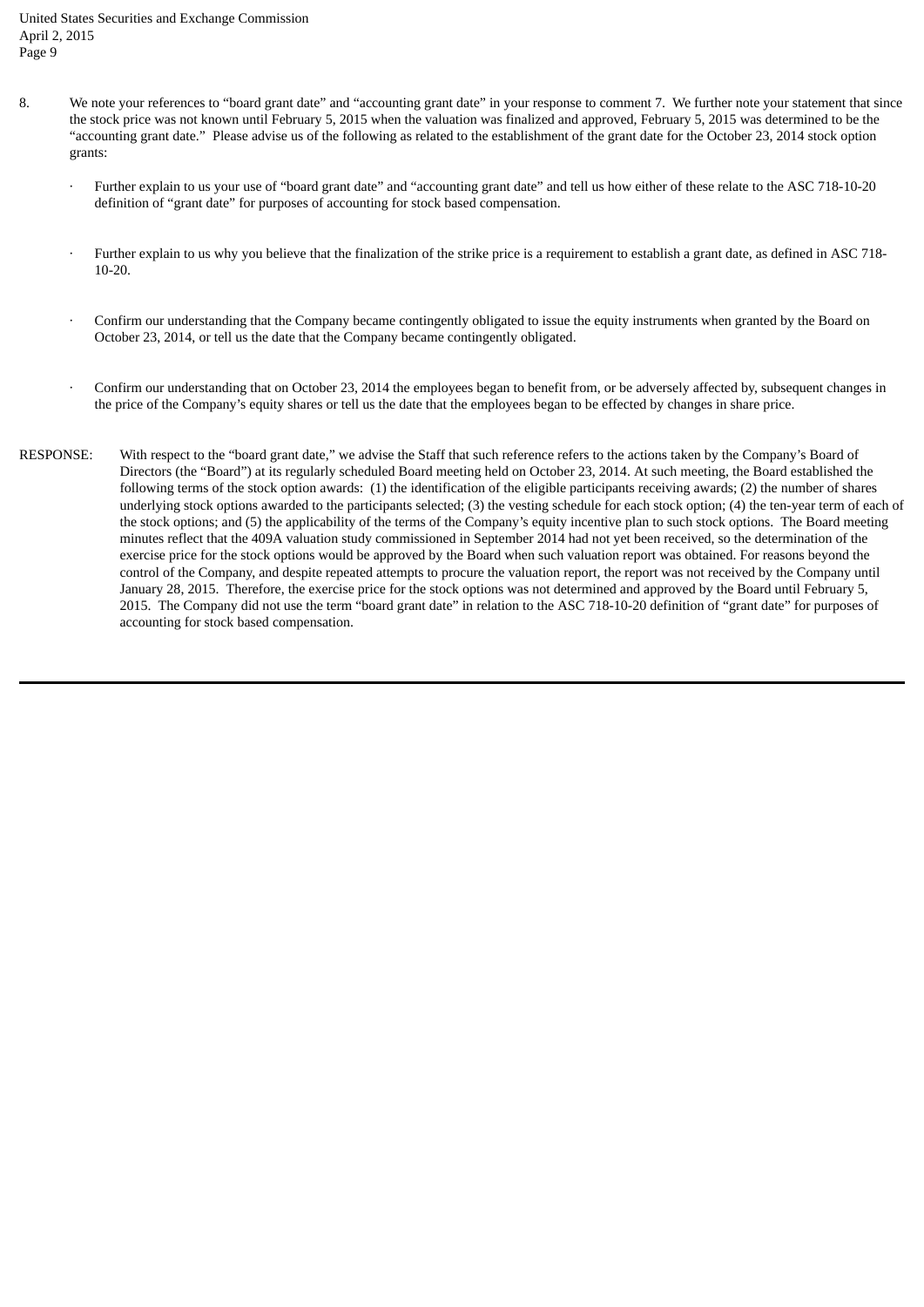8. We note your references to "board grant date" and "accounting grant date" in your response to comment 7. We further note your statement that since the stock price was not known until February 5, 2015 when the valuation was finalized and approved, February 5, 2015 was determined to be the "accounting grant date." Please advise us of the following as related to the establishment of the grant date for the October 23, 2014 stock option grants:

   - Further explain to us your use of "board grant date" and "accounting grant date" and tell us how either of these relate to the ASC 718-10-20 definition of "grant date" for purposes of accounting for stock based compensation.

   - Further explain to us why you believe that the finalization of the strike price is a requirement to establish a grant date, as defined in ASC 718-10-20.

   - Confirm our understanding that the Company became contingently obligated to issue the equity instruments when granted by the Board on October 23, 2014, or tell us the date that the Company became contingently obligated.

   - Confirm our understanding that on October 23, 2014 the employees began to benefit from, or be adversely affected by, subsequent changes in the price of the Company's equity shares or tell us the date that the employees began to be effected by changes in share price.

RESPONSE: With respect to the "board grant date," we advise the Staff that such reference refers to the actions taken by the Company's Board of Directors (the "Board") at its regularly scheduled Board meeting held on October 23, 2014. At such meeting, the Board established the following terms of the stock option awards: (1) the identification of the eligible participants receiving awards; (2) the number of shares underlying stock options awarded to the participants selected; (3) the vesting schedule for each stock option; (4) the ten-year term of each of the stock options; and (5) the applicability of the terms of the Company's equity incentive plan to such stock options. The Board meeting minutes reflect that the 409A valuation study commissioned in September 2014 had not yet been received, so the determination of the exercise price for the stock options would be approved by the Board when such valuation report was obtained. For reasons beyond the control of the Company, and despite repeated attempts to procure the valuation report, the report was not received by the Company until January 28, 2015. Therefore, the exercise price for the stock options was not determined and approved by the Board until February 5, 2015. The Company did not use the term "board grant date" in relation to the ASC 718-10-20 definition of "grant date" for purposes of accounting for stock based compensation.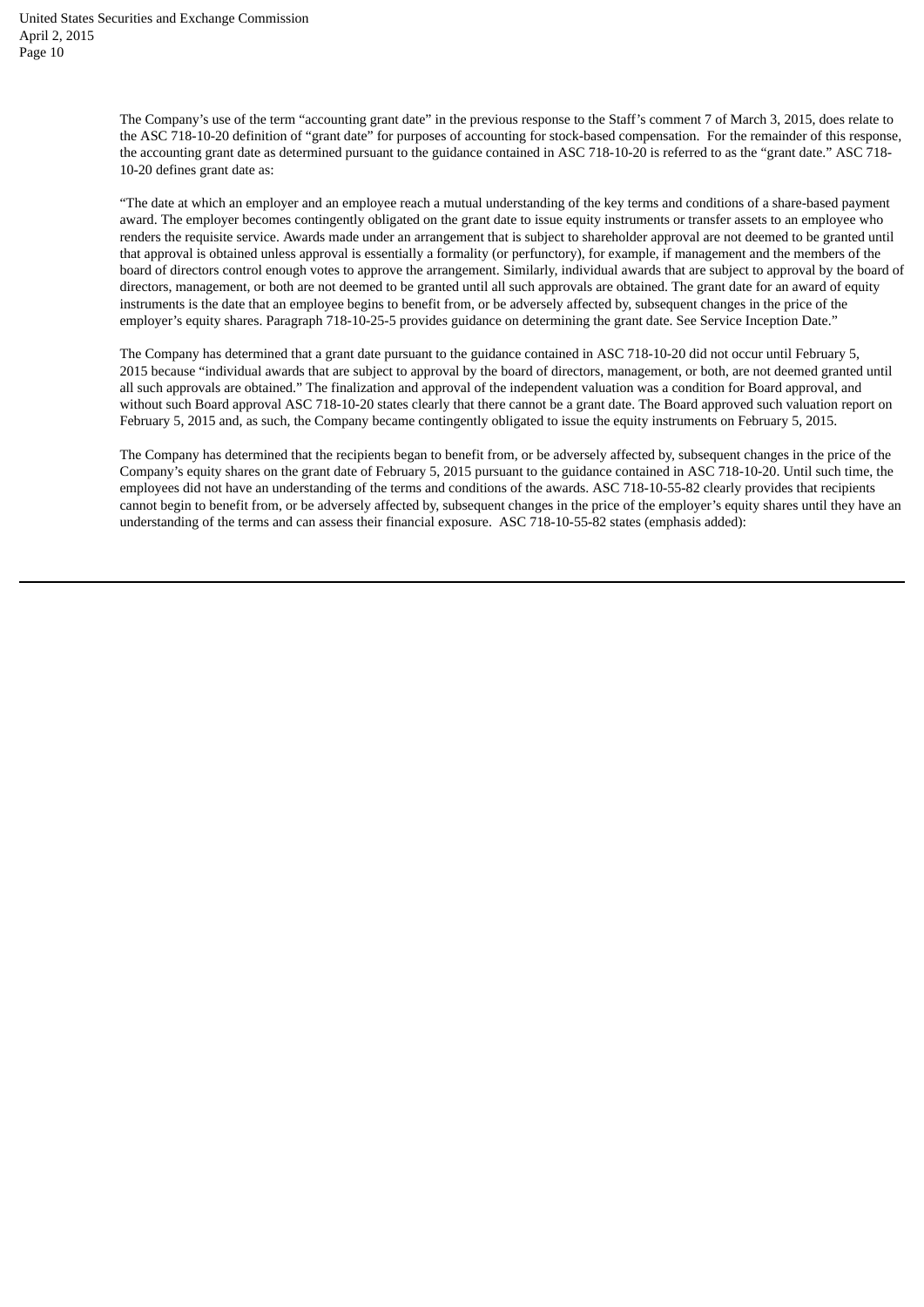The Company's use of the term "accounting grant date" in the previous response to the Staff's comment 7 of March 3, 2015, does relate to the ASC 718-10-20 definition of "grant date" for purposes of accounting for stock-based compensation. For the remainder of this response, the accounting grant date as determined pursuant to the guidance contained in ASC 718-10-20 is referred to as the "grant date." ASC 718-10-20 defines grant date as:

"The date at which an employer and an employee reach a mutual understanding of the key terms and conditions of a share-based payment award. The employer becomes contingently obligated on the grant date to issue equity instruments or transfer assets to an employee who renders the requisite service. Awards made under an arrangement that is subject to shareholder approval are not deemed to be granted until that approval is obtained unless approval is essentially a formality (or perfunctory), for example, if management and the members of the board of directors control enough votes to approve the arrangement. Similarly, individual awards that are subject to approval by the board of directors, management, or both are not deemed to be granted until all such approvals are obtained. The grant date for an award of equity instruments is the date that an employee begins to benefit from, or be adversely affected by, subsequent changes in the price of the employer's equity shares. Paragraph 718-10-25-5 provides guidance on determining the grant date. See Service Inception Date."

The Company has determined that a grant date pursuant to the guidance contained in ASC 718-10-20 did not occur until February 5, 2015 because "individual awards that are subject to approval by the board of directors, management, or both, are not deemed granted until all such approvals are obtained." The finalization and approval of the independent valuation was a condition for Board approval, and without such Board approval ASC 718-10-20 states clearly that there cannot be a grant date. The Board approved such valuation report on February 5, 2015 and, as such, the Company became contingently obligated to issue the equity instruments on February 5, 2015.

The Company has determined that the recipients began to benefit from, or be adversely affected by, subsequent changes in the price of the Company's equity shares on the grant date of February 5, 2015 pursuant to the guidance contained in ASC 718-10-20. Until such time, the employees did not have an understanding of the terms and conditions of the awards. ASC 718-10-55-82 clearly provides that recipients cannot begin to benefit from, or be adversely affected by, subsequent changes in the price of the employer's equity shares until they have an understanding of the terms and can assess their financial exposure. ASC 718-10-55-82 states (emphasis added):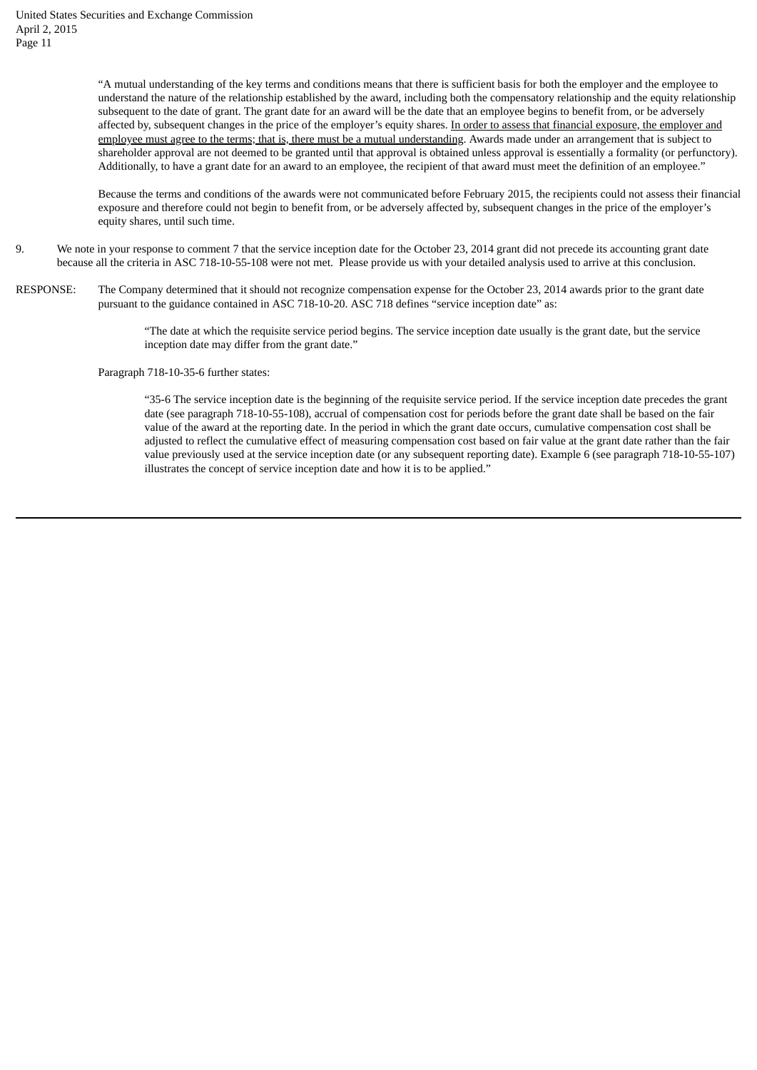"A mutual understanding of the key terms and conditions means that there is sufficient basis for both the employer and the employee to understand the nature of the relationship established by the award, including both the compensatory relationship and the equity relationship subsequent to the date of grant. The grant date for an award will be the date that an employee begins to benefit from, or be adversely affected by, subsequent changes in the price of the employer's equity shares. <u>In order to assess that financial exposure, the employer and employee must agree to the terms; that is, there must be a mutual understanding</u>. Awards made under an arrangement that is subject to shareholder approval are not deemed to be granted until that approval is obtained unless approval is essentially a formality (or perfunctory). Additionally, to have a grant date for an award to an employee, the recipient of that award must meet the definition of an employee."

Because the terms and conditions of the awards were not communicated before February 2015, the recipients could not assess their financial exposure and therefore could not begin to benefit from, or be adversely affected by, subsequent changes in the price of the employer's equity shares, until such time.

9. We note in your response to comment 7 that the service inception date for the October 23, 2014 grant did not precede its accounting grant date because all the criteria in ASC 718-10-55-108 were not met. Please provide us with your detailed analysis used to arrive at this conclusion.

RESPONSE: The Company determined that it should not recognize compensation expense for the October 23, 2014 awards prior to the grant date pursuant to the guidance contained in ASC 718-10-20. ASC 718 defines "service inception date" as:

> "The date at which the requisite service period begins. The service inception date usually is the grant date, but the service inception date may differ from the grant date."

Paragraph 718-10-35-6 further states:

> "35-6 The service inception date is the beginning of the requisite service period. If the service inception date precedes the grant date (see paragraph 718-10-55-108), accrual of compensation cost for periods before the grant date shall be based on the fair value of the award at the reporting date. In the period in which the grant date occurs, cumulative compensation cost shall be adjusted to reflect the cumulative effect of measuring compensation cost based on fair value at the grant date rather than the fair value previously used at the service inception date (or any subsequent reporting date). Example 6 (see paragraph 718-10-55-107) illustrates the concept of service inception date and how it is to be applied."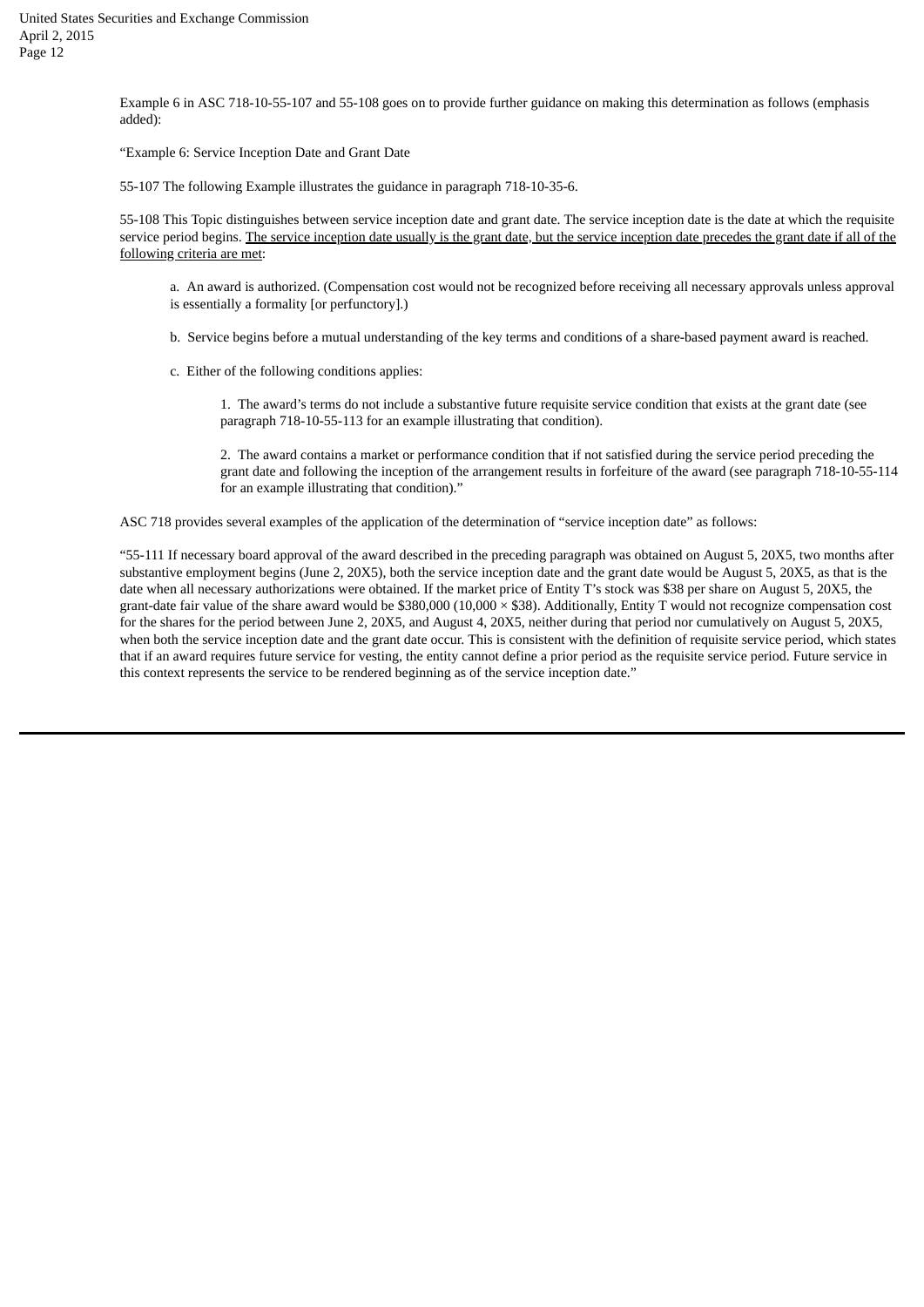Example 6 in ASC 718-10-55-107 and 55-108 goes on to provide further guidance on making this determination as follows (emphasis added):

"Example 6: Service Inception Date and Grant Date

55-107 The following Example illustrates the guidance in paragraph 718-10-35-6.

55-108 This Topic distinguishes between service inception date and grant date. The service inception date is the date at which the requisite service period begins. <u>The service inception date usually is the grant date, but the service inception date precedes the grant date if all of the following criteria are met</u>:

> a. An award is authorized. (Compensation cost would not be recognized before receiving all necessary approvals unless approval is essentially a formality [or perfunctory].)
>
> b. Service begins before a mutual understanding of the key terms and conditions of a share-based payment award is reached.
>
> c. Either of the following conditions applies:
>
> > 1. The award's terms do not include a substantive future requisite service condition that exists at the grant date (see paragraph 718-10-55-113 for an example illustrating that condition).
> >
> > 2. The award contains a market or performance condition that if not satisfied during the service period preceding the grant date and following the inception of the arrangement results in forfeiture of the award (see paragraph 718-10-55-114 for an example illustrating that condition)."

ASC 718 provides several examples of the application of the determination of "service inception date" as follows:

"55-111 If necessary board approval of the award described in the preceding paragraph was obtained on August 5, 20X5, two months after substantive employment begins (June 2, 20X5), both the service inception date and the grant date would be August 5, 20X5, as that is the date when all necessary authorizations were obtained. If the market price of Entity T's stock was $38 per share on August 5, 20X5, the grant-date fair value of the share award would be $380,000 (10,000 × $38). Additionally, Entity T would not recognize compensation cost for the shares for the period between June 2, 20X5, and August 4, 20X5, neither during that period nor cumulatively on August 5, 20X5, when both the service inception date and the grant date occur. This is consistent with the definition of requisite service period, which states that if an award requires future service for vesting, the entity cannot define a prior period as the requisite service period. Future service in this context represents the service to be rendered beginning as of the service inception date."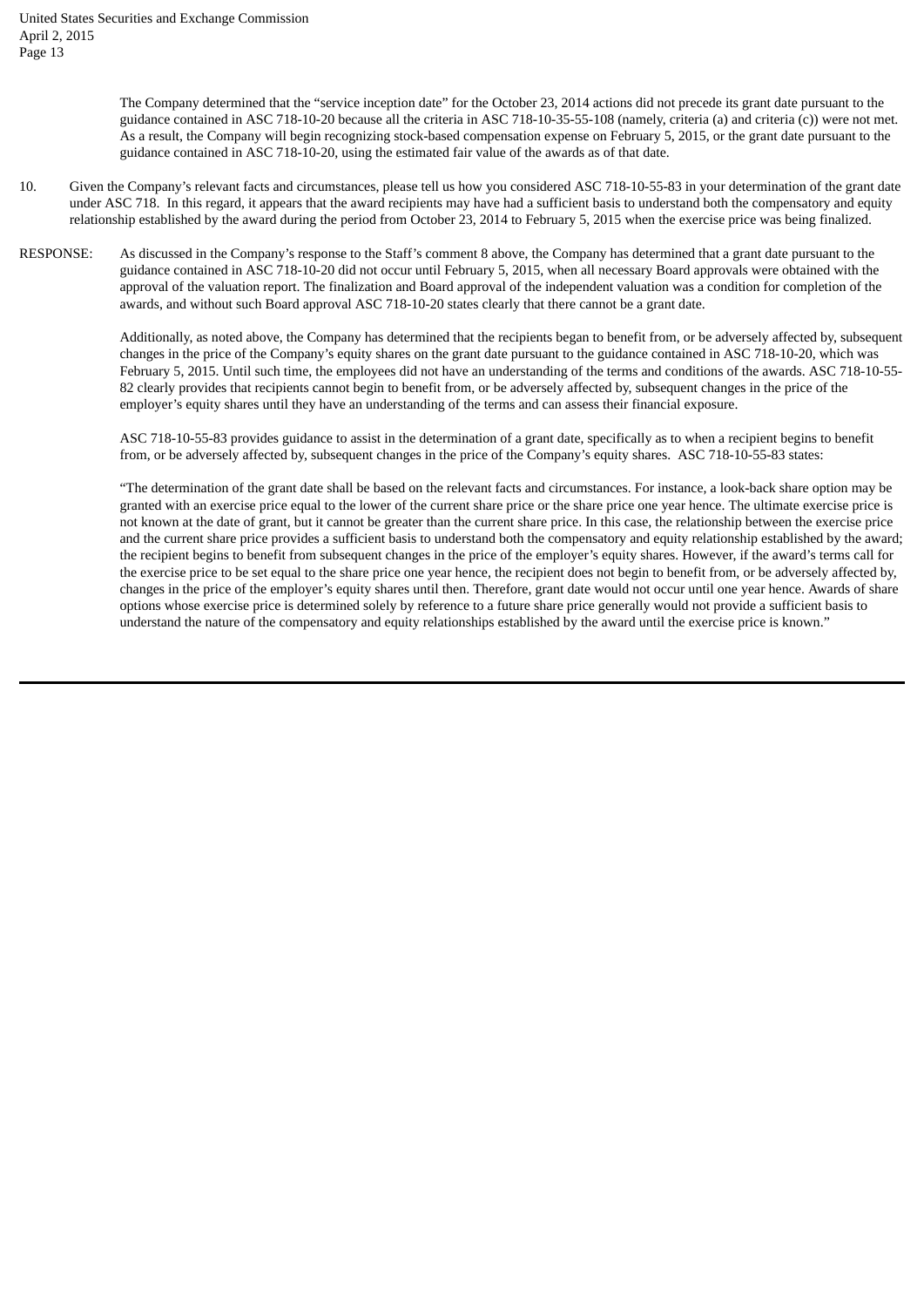The Company determined that the "service inception date" for the October 23, 2014 actions did not precede its grant date pursuant to the guidance contained in ASC 718-10-20 because all the criteria in ASC 718-10-35-55-108 (namely, criteria (a) and criteria (c)) were not met. As a result, the Company will begin recognizing stock-based compensation expense on February 5, 2015, or the grant date pursuant to the guidance contained in ASC 718-10-20, using the estimated fair value of the awards as of that date.

10. Given the Company's relevant facts and circumstances, please tell us how you considered ASC 718-10-55-83 in your determination of the grant date under ASC 718. In this regard, it appears that the award recipients may have had a sufficient basis to understand both the compensatory and equity relationship established by the award during the period from October 23, 2014 to February 5, 2015 when the exercise price was being finalized.

RESPONSE: As discussed in the Company's response to the Staff's comment 8 above, the Company has determined that a grant date pursuant to the guidance contained in ASC 718-10-20 did not occur until February 5, 2015, when all necessary Board approvals were obtained with the approval of the valuation report. The finalization and Board approval of the independent valuation was a condition for completion of the awards, and without such Board approval ASC 718-10-20 states clearly that there cannot be a grant date.

Additionally, as noted above, the Company has determined that the recipients began to benefit from, or be adversely affected by, subsequent changes in the price of the Company's equity shares on the grant date pursuant to the guidance contained in ASC 718-10-20, which was February 5, 2015. Until such time, the employees did not have an understanding of the terms and conditions of the awards. ASC 718-10-55-82 clearly provides that recipients cannot begin to benefit from, or be adversely affected by, subsequent changes in the price of the employer's equity shares until they have an understanding of the terms and can assess their financial exposure.

ASC 718-10-55-83 provides guidance to assist in the determination of a grant date, specifically as to when a recipient begins to benefit from, or be adversely affected by, subsequent changes in the price of the Company's equity shares. ASC 718-10-55-83 states:

"The determination of the grant date shall be based on the relevant facts and circumstances. For instance, a look-back share option may be granted with an exercise price equal to the lower of the current share price or the share price one year hence. The ultimate exercise price is not known at the date of grant, but it cannot be greater than the current share price. In this case, the relationship between the exercise price and the current share price provides a sufficient basis to understand both the compensatory and equity relationship established by the award; the recipient begins to benefit from subsequent changes in the price of the employer's equity shares. However, if the award's terms call for the exercise price to be set equal to the share price one year hence, the recipient does not begin to benefit from, or be adversely affected by, changes in the price of the employer's equity shares until then. Therefore, grant date would not occur until one year hence. Awards of share options whose exercise price is determined solely by reference to a future share price generally would not provide a sufficient basis to understand the nature of the compensatory and equity relationships established by the award until the exercise price is known."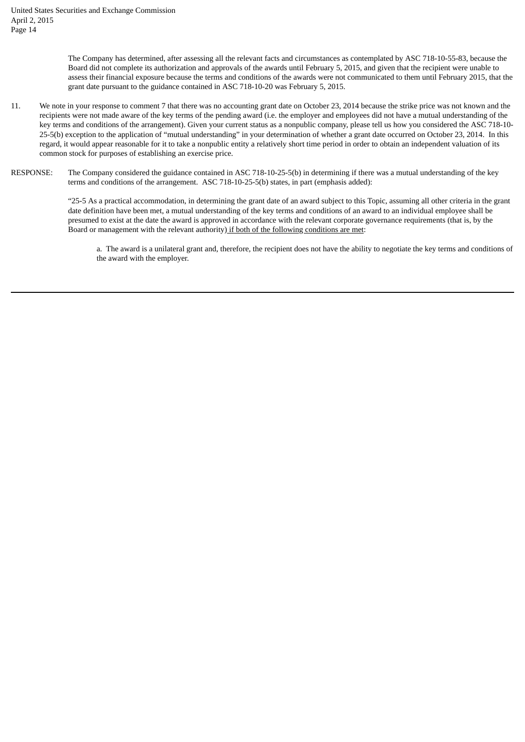The Company has determined, after assessing all the relevant facts and circumstances as contemplated by ASC 718-10-55-83, because the Board did not complete its authorization and approvals of the awards until February 5, 2015, and given that the recipient were unable to assess their financial exposure because the terms and conditions of the awards were not communicated to them until February 2015, that the grant date pursuant to the guidance contained in ASC 718-10-20 was February 5, 2015.

11. We note in your response to comment 7 that there was no accounting grant date on October 23, 2014 because the strike price was not known and the recipients were not made aware of the key terms of the pending award (i.e. the employer and employees did not have a mutual understanding of the key terms and conditions of the arrangement). Given your current status as a nonpublic company, please tell us how you considered the ASC 718-10-25-5(b) exception to the application of "mutual understanding" in your determination of whether a grant date occurred on October 23, 2014. In this regard, it would appear reasonable for it to take a nonpublic entity a relatively short time period in order to obtain an independent valuation of its common stock for purposes of establishing an exercise price.

RESPONSE: The Company considered the guidance contained in ASC 718-10-25-5(b) in determining if there was a mutual understanding of the key terms and conditions of the arrangement. ASC 718-10-25-5(b) states, in part (emphasis added):

"25-5 As a practical accommodation, in determining the grant date of an award subject to this Topic, assuming all other criteria in the grant date definition have been met, a mutual understanding of the key terms and conditions of an award to an individual employee shall be presumed to exist at the date the award is approved in accordance with the relevant corporate governance requirements (that is, by the Board or management with the relevant authority) <u>if both of the following conditions are met</u>:

a. The award is a unilateral grant and, therefore, the recipient does not have the ability to negotiate the key terms and conditions of the award with the employer.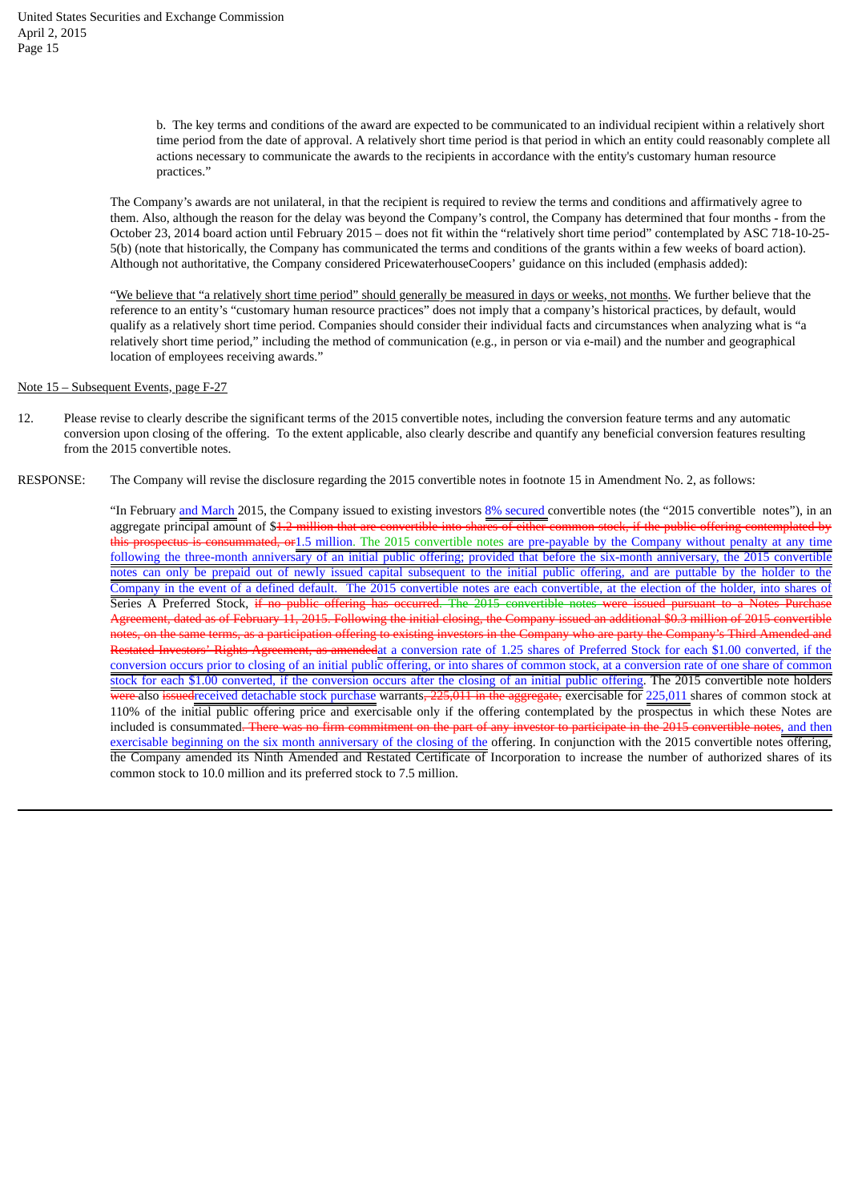b. The key terms and conditions of the award are expected to be communicated to an individual recipient within a relatively short time period from the date of approval. A relatively short time period is that period in which an entity could reasonably complete all actions necessary to communicate the awards to the recipients in accordance with the entity's customary human resource practices."

The Company's awards are not unilateral, in that the recipient is required to review the terms and conditions and affirmatively agree to them. Also, although the reason for the delay was beyond the Company's control, the Company has determined that four months - from the October 23, 2014 board action until February 2015 – does not fit within the "relatively short time period" contemplated by ASC 718-10-25-5(b) (note that historically, the Company has communicated the terms and conditions of the grants within a few weeks of board action). Although not authoritative, the Company considered PricewaterhouseCoopers' guidance on this included (emphasis added):

"We believe that "a relatively short time period" should generally be measured in days or weeks, not months. We further believe that the reference to an entity's "customary human resource practices" does not imply that a company's historical practices, by default, would qualify as a relatively short time period. Companies should consider their individual facts and circumstances when analyzing what is "a relatively short time period," including the method of communication (e.g., in person or via e-mail) and the number and geographical location of employees receiving awards."

Note 15 – Subsequent Events, page F-27

12. Please revise to clearly describe the significant terms of the 2015 convertible notes, including the conversion feature terms and any automatic conversion upon closing of the offering. To the extent applicable, also clearly describe and quantify any beneficial conversion features resulting from the 2015 convertible notes.

RESPONSE: The Company will revise the disclosure regarding the 2015 convertible notes in footnote 15 in Amendment No. 2, as follows:

"In February and March 2015, the Company issued to existing investors 8% secured convertible notes (the "2015 convertible notes"), in an aggregate principal amount of $~~1.2 million that are convertible into shares of either common stock, if the public offering contemplated by this prospectus is consummated, or~~1.5 million. The 2015 convertible notes are pre-payable by the Company without penalty at any time following the three-month anniversary of an initial public offering; provided that before the six-month anniversary, the 2015 convertible notes can only be prepaid out of newly issued capital subsequent to the initial public offering, and are puttable by the holder to the Company in the event of a defined default. The 2015 convertible notes are each convertible, at the election of the holder, into shares of Series A Preferred Stock, ~~if no public offering has occurred. The 2015 convertible notes were issued pursuant to a Notes Purchase Agreement, dated as of February 11, 2015. Following the initial closing, the Company issued an additional $0.3 million of 2015 convertible notes, on the same terms, as a participation offering to existing investors in the Company who are party the Company's Third Amended and Restated Investors' Rights Agreement, as amended~~at a conversion rate of 1.25 shares of Preferred Stock for each $1.00 converted, if the conversion occurs prior to closing of an initial public offering, or into shares of common stock, at a conversion rate of one share of common stock for each $1.00 converted, if the conversion occurs after the closing of an initial public offering. The 2015 convertible note holders ~~were~~ also ~~issued~~received detachable stock purchase warrants~~, 225,011 in the aggregate,~~ exercisable for 225,011 shares of common stock at 110% of the initial public offering price and exercisable only if the offering contemplated by the prospectus in which these Notes are included is consummated~~. There was no firm commitment on the part of any investor to participate in the 2015 convertible notes~~, and then exercisable beginning on the six month anniversary of the closing of the offering. In conjunction with the 2015 convertible notes offering, the Company amended its Ninth Amended and Restated Certificate of Incorporation to increase the number of authorized shares of its common stock to 10.0 million and its preferred stock to 7.5 million.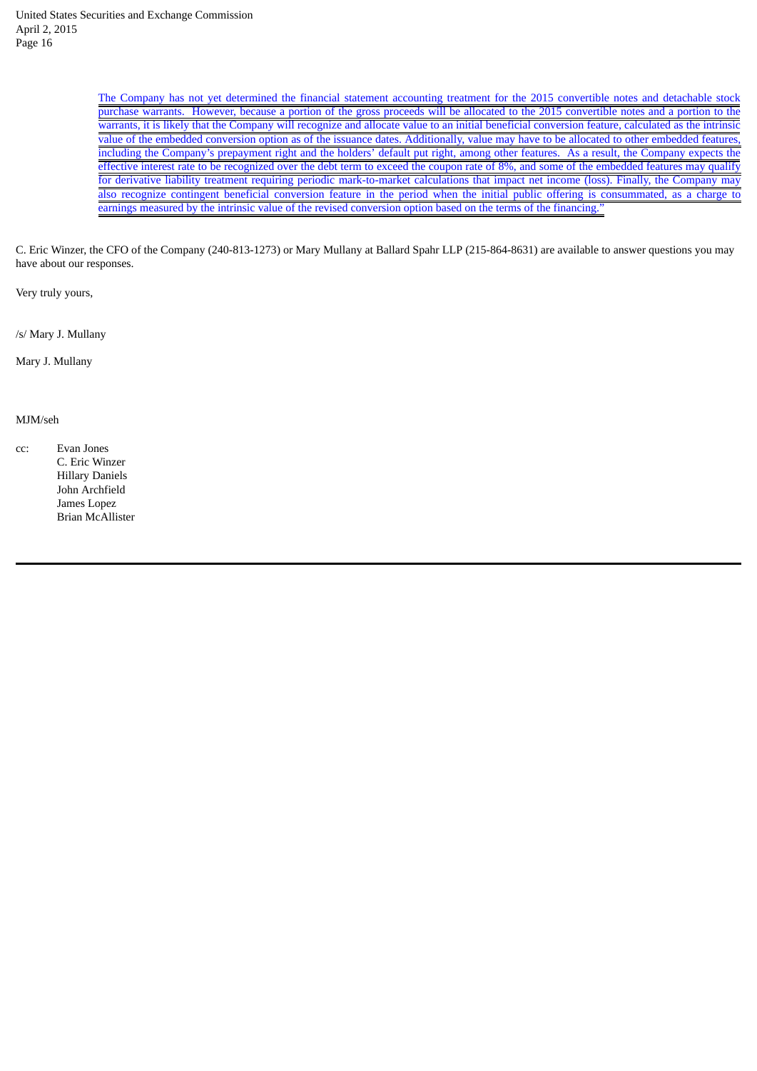The Company has not yet determined the financial statement accounting treatment for the 2015 convertible notes and detachable stock purchase warrants. However, because a portion of the gross proceeds will be allocated to the 2015 convertible notes and a portion to the warrants, it is likely that the Company will recognize and allocate value to an initial beneficial conversion feature, calculated as the intrinsic value of the embedded conversion option as of the issuance dates. Additionally, value may have to be allocated to other embedded features, including the Company's prepayment right and the holders' default put right, among other features. As a result, the Company expects the effective interest rate to be recognized over the debt term to exceed the coupon rate of 8%, and some of the embedded features may qualify for derivative liability treatment requiring periodic mark-to-market calculations that impact net income (loss). Finally, the Company may also recognize contingent beneficial conversion feature in the period when the initial public offering is consummated, as a charge to earnings measured by the intrinsic value of the revised conversion option based on the terms of the financing."

C. Eric Winzer, the CFO of the Company (240-813-1273) or Mary Mullany at Ballard Spahr LLP (215-864-8631) are available to answer questions you may have about our responses.

Very truly yours,

/s/ Mary J. Mullany

Mary J. Mullany

MJM/seh

cc: Evan Jones
C. Eric Winzer
Hillary Daniels
John Archfield
James Lopez
Brian McAllister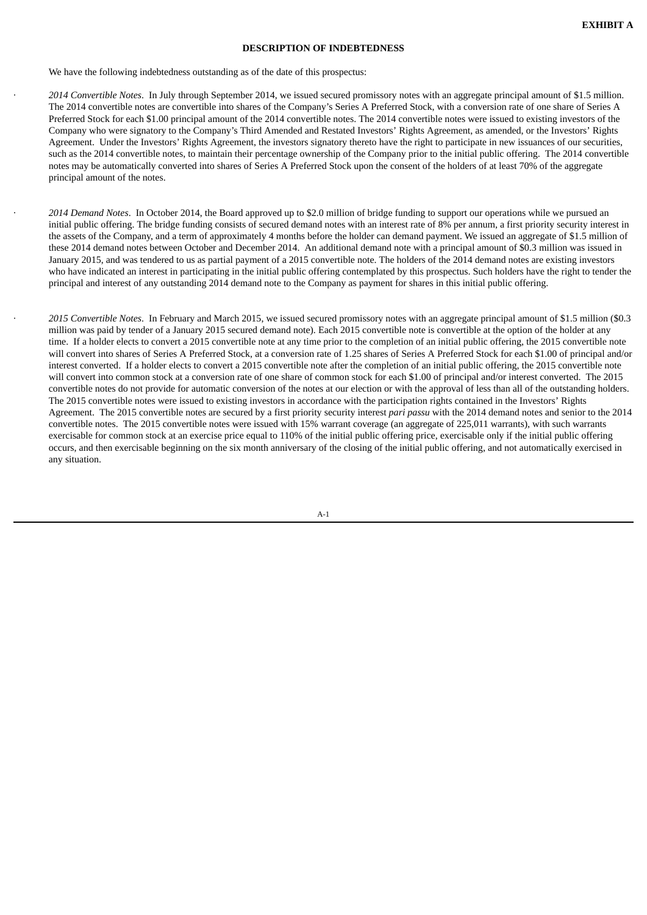**EXHIBIT A**

## DESCRIPTION OF INDEBTEDNESS

We have the following indebtedness outstanding as of the date of this prospectus:

- *2014 Convertible Notes*. In July through September 2014, we issued secured promissory notes with an aggregate principal amount of $1.5 million. The 2014 convertible notes are convertible into shares of the Company's Series A Preferred Stock, with a conversion rate of one share of Series A Preferred Stock for each $1.00 principal amount of the 2014 convertible notes. The 2014 convertible notes were issued to existing investors of the Company who were signatory to the Company's Third Amended and Restated Investors' Rights Agreement, as amended, or the Investors' Rights Agreement. Under the Investors' Rights Agreement, the investors signatory thereto have the right to participate in new issuances of our securities, such as the 2014 convertible notes, to maintain their percentage ownership of the Company prior to the initial public offering. The 2014 convertible notes may be automatically converted into shares of Series A Preferred Stock upon the consent of the holders of at least 70% of the aggregate principal amount of the notes.

- *2014 Demand Notes*. In October 2014, the Board approved up to $2.0 million of bridge funding to support our operations while we pursued an initial public offering. The bridge funding consists of secured demand notes with an interest rate of 8% per annum, a first priority security interest in the assets of the Company, and a term of approximately 4 months before the holder can demand payment. We issued an aggregate of $1.5 million of these 2014 demand notes between October and December 2014. An additional demand note with a principal amount of $0.3 million was issued in January 2015, and was tendered to us as partial payment of a 2015 convertible note. The holders of the 2014 demand notes are existing investors who have indicated an interest in participating in the initial public offering contemplated by this prospectus. Such holders have the right to tender the principal and interest of any outstanding 2014 demand note to the Company as payment for shares in this initial public offering.

- *2015 Convertible Notes*. In February and March 2015, we issued secured promissory notes with an aggregate principal amount of $1.5 million ($0.3 million was paid by tender of a January 2015 secured demand note). Each 2015 convertible note is convertible at the option of the holder at any time. If a holder elects to convert a 2015 convertible note at any time prior to the completion of an initial public offering, the 2015 convertible note will convert into shares of Series A Preferred Stock, at a conversion rate of 1.25 shares of Series A Preferred Stock for each $1.00 of principal and/or interest converted. If a holder elects to convert a 2015 convertible note after the completion of an initial public offering, the 2015 convertible note will convert into common stock at a conversion rate of one share of common stock for each $1.00 of principal and/or interest converted. The 2015 convertible notes do not provide for automatic conversion of the notes at our election or with the approval of less than all of the outstanding holders. The 2015 convertible notes were issued to existing investors in accordance with the participation rights contained in the Investors' Rights Agreement. The 2015 convertible notes are secured by a first priority security interest *pari passu* with the 2014 demand notes and senior to the 2014 convertible notes. The 2015 convertible notes were issued with 15% warrant coverage (an aggregate of 225,011 warrants), with such warrants exercisable for common stock at an exercise price equal to 110% of the initial public offering price, exercisable only if the initial public offering occurs, and then exercisable beginning on the six month anniversary of the closing of the initial public offering, and not automatically exercised in any situation.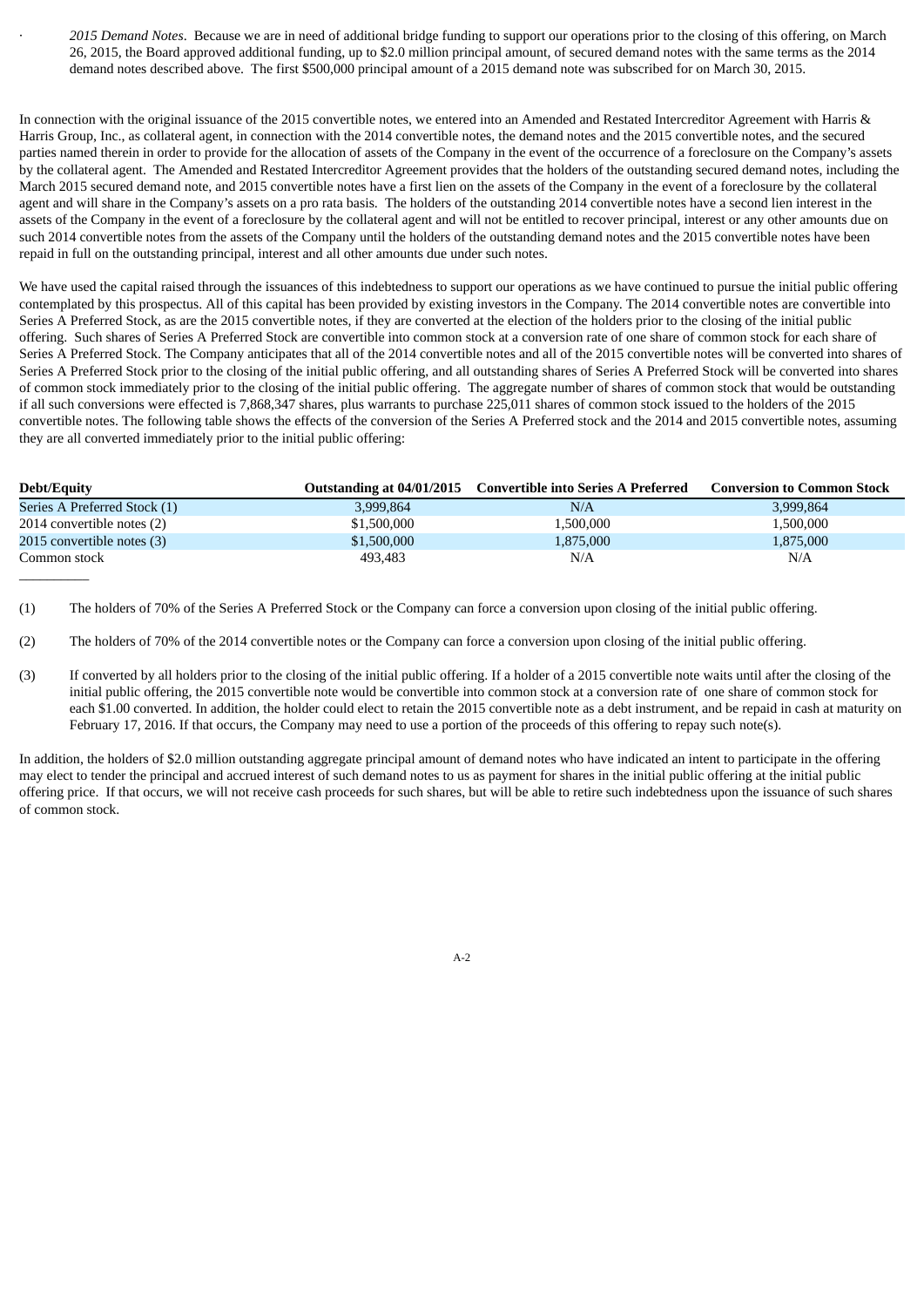- *2015 Demand Notes*. Because we are in need of additional bridge funding to support our operations prior to the closing of this offering, on March 26, 2015, the Board approved additional funding, up to $2.0 million principal amount, of secured demand notes with the same terms as the 2014 demand notes described above. The first $500,000 principal amount of a 2015 demand note was subscribed for on March 30, 2015.

In connection with the original issuance of the 2015 convertible notes, we entered into an Amended and Restated Intercreditor Agreement with Harris & Harris Group, Inc., as collateral agent, in connection with the 2014 convertible notes, the demand notes and the 2015 convertible notes, and the secured parties named therein in order to provide for the allocation of assets of the Company in the event of the occurrence of a foreclosure on the Company's assets by the collateral agent. The Amended and Restated Intercreditor Agreement provides that the holders of the outstanding secured demand notes, including the March 2015 secured demand note, and 2015 convertible notes have a first lien on the assets of the Company in the event of a foreclosure by the collateral agent and will share in the Company's assets on a pro rata basis. The holders of the outstanding 2014 convertible notes have a second lien interest in the assets of the Company in the event of a foreclosure by the collateral agent and will not be entitled to recover principal, interest or any other amounts due on such 2014 convertible notes from the assets of the Company until the holders of the outstanding demand notes and the 2015 convertible notes have been repaid in full on the outstanding principal, interest and all other amounts due under such notes.

We have used the capital raised through the issuances of this indebtedness to support our operations as we have continued to pursue the initial public offering contemplated by this prospectus. All of this capital has been provided by existing investors in the Company. The 2014 convertible notes are convertible into Series A Preferred Stock, as are the 2015 convertible notes, if they are converted at the election of the holders prior to the closing of the initial public offering. Such shares of Series A Preferred Stock are convertible into common stock at a conversion rate of one share of common stock for each share of Series A Preferred Stock. The Company anticipates that all of the 2014 convertible notes and all of the 2015 convertible notes will be converted into shares of Series A Preferred Stock prior to the closing of the initial public offering, and all outstanding shares of Series A Preferred Stock will be converted into shares of common stock immediately prior to the closing of the initial public offering. The aggregate number of shares of common stock that would be outstanding if all such conversions were effected is 7,868,347 shares, plus warrants to purchase 225,011 shares of common stock issued to the holders of the 2015 convertible notes. The following table shows the effects of the conversion of the Series A Preferred stock and the 2014 and 2015 convertible notes, assuming they are all converted immediately prior to the initial public offering:

| Debt/Equity | Outstanding at 04/01/2015 | Convertible into Series A Preferred | Conversion to Common Stock |
|---|---|---|---|
| Series A Preferred Stock (1) | 3,999,864 | N/A | 3,999,864 |
| 2014 convertible notes (2) | $1,500,000 | 1,500,000 | 1,500,000 |
| 2015 convertible notes (3) | $1,500,000 | 1,875,000 | 1,875,000 |
| Common stock | 493,483 | N/A | N/A |

(1) The holders of 70% of the Series A Preferred Stock or the Company can force a conversion upon closing of the initial public offering.

(2) The holders of 70% of the 2014 convertible notes or the Company can force a conversion upon closing of the initial public offering.

(3) If converted by all holders prior to the closing of the initial public offering. If a holder of a 2015 convertible note waits until after the closing of the initial public offering, the 2015 convertible note would be convertible into common stock at a conversion rate of one share of common stock for each $1.00 converted. In addition, the holder could elect to retain the 2015 convertible note as a debt instrument, and be repaid in cash at maturity on February 17, 2016. If that occurs, the Company may need to use a portion of the proceeds of this offering to repay such note(s).

In addition, the holders of $2.0 million outstanding aggregate principal amount of demand notes who have indicated an intent to participate in the offering may elect to tender the principal and accrued interest of such demand notes to us as payment for shares in the initial public offering at the initial public offering price. If that occurs, we will not receive cash proceeds for such shares, but will be able to retire such indebtedness upon the issuance of such shares of common stock.